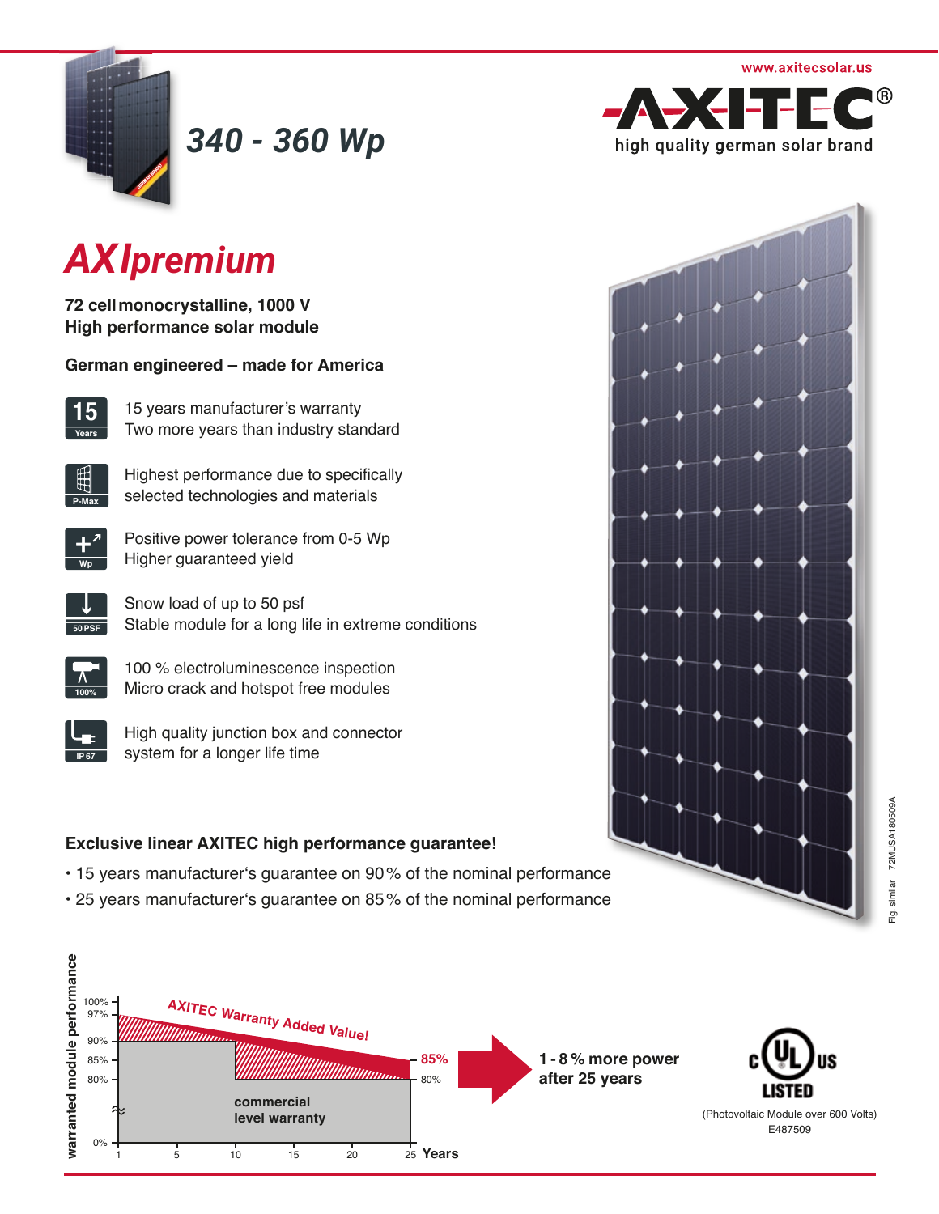www.axitecsolar.us

**AXITEC®**
high quality german solar brand

## 340 - 360 Wp

# *AXIpremium*

**72 cell monocrystalline, 1000 V**
**High performance solar module**

**German engineered – made for America**

- **15 Years** — 15 years manufacturer's warranty
  Two more years than industry standard
- **P-Max** — Highest performance due to specifically selected technologies and materials
- **Wp** — Positive power tolerance from 0-5 Wp
  Higher guaranteed yield
- **50 PSF** — Snow load of up to 50 psf
  Stable module for a long life in extreme conditions
- **100%** — 100 % electroluminescence inspection
  Micro crack and hotspot free modules
- **IP 67** — High quality junction box and connector system for a longer life time

### Exclusive linear AXITEC high performance guarantee!

- 15 years manufacturer's guarantee on 90 % of the nominal performance
- 25 years manufacturer's guarantee on 85 % of the nominal performance

warranted module performance: 100%, 97%, 90%, 85%, 80%, 0%
Years: 1, 5, 10, 15, 20, 25

AXITEC Warranty Added Value!
85%
80%
commercial level warranty

**1 - 8 % more power after 25 years**

c UL us LISTED
(Photovoltaic Module over 600 Volts)
E487509

Fig. similar 72MUSA180509A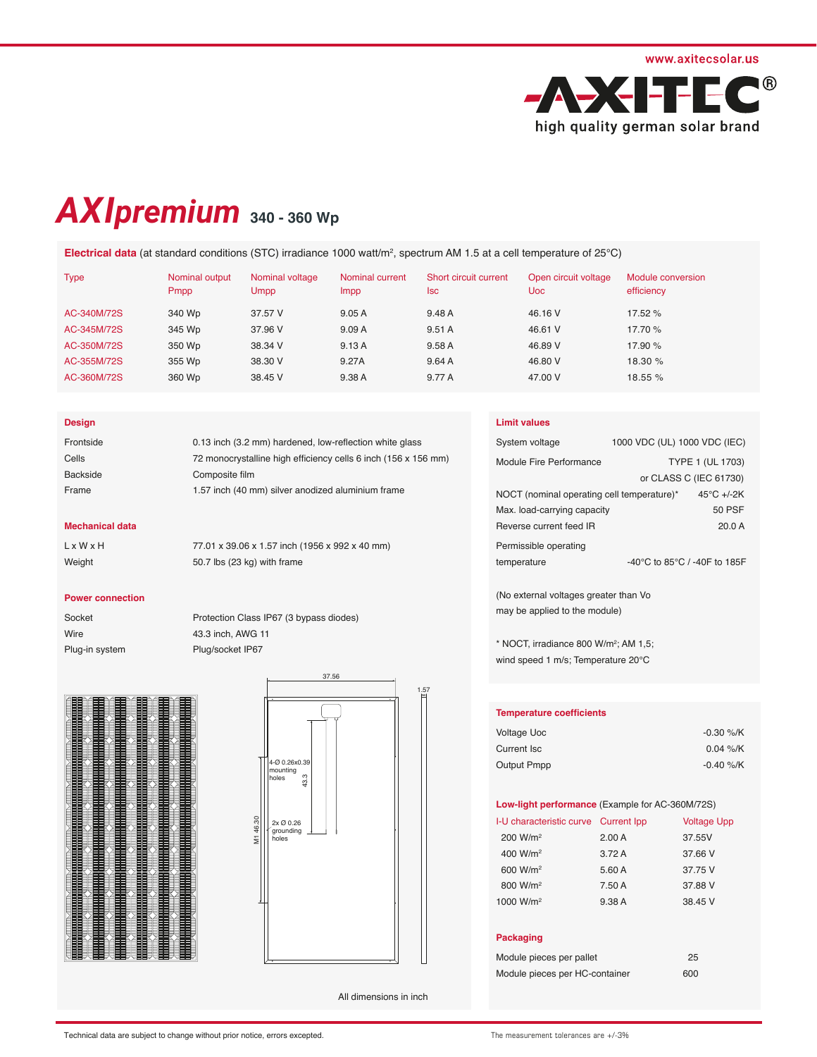www.axitecsolar.us

AXITEC®
high quality german solar brand

# AXIpremium 340 - 360 Wp

## Electrical data (at standard conditions (STC) irradiance 1000 watt/m², spectrum AM 1.5 at a cell temperature of 25°C)

| Type | Nominal output Pmpp | Nominal voltage Umpp | Nominal current Impp | Short circuit current Isc | Open circuit voltage Uoc | Module conversion efficiency |
|---|---|---|---|---|---|---|
| AC-340M/72S | 340 Wp | 37.57 V | 9.05 A | 9.48 A | 46.16 V | 17.52 % |
| AC-345M/72S | 345 Wp | 37.96 V | 9.09 A | 9.51 A | 46.61 V | 17.70 % |
| AC-350M/72S | 350 Wp | 38.34 V | 9.13 A | 9.58 A | 46.89 V | 17.90 % |
| AC-355M/72S | 355 Wp | 38.30 V | 9.27A | 9.64 A | 46.80 V | 18.30 % |
| AC-360M/72S | 360 Wp | 38.45 V | 9.38 A | 9.77 A | 47.00 V | 18.55 % |

## Design

| | |
|---|---|
| Frontside | 0.13 inch (3.2 mm) hardened, low-reflection white glass |
| Cells | 72 monocrystalline high efficiency cells 6 inch (156 x 156 mm) |
| Backside | Composite film |
| Frame | 1.57 inch (40 mm) silver anodized aluminium frame |

## Mechanical data

| | |
|---|---|
| L x W x H | 77.01 x 39.06 x 1.57 inch (1956 x 992 x 40 mm) |
| Weight | 50.7 lbs (23 kg) with frame |

## Power connection

| | |
|---|---|
| Socket | Protection Class IP67 (3 bypass diodes) |
| Wire | 43.3 inch, AWG 11 |
| Plug-in system | Plug/socket IP67 |

37.56

1.57

4-Ø 0.26x0.39 mounting holes

43.3

2x Ø 0.26 grounding holes

M1 46.30

All dimensions in inch

## Limit values

| | |
|---|---|
| System voltage | 1000 VDC (UL) 1000 VDC (IEC) |
| Module Fire Performance | TYPE 1 (UL 1703) or CLASS C (IEC 61730) |
| NOCT (nominal operating cell temperature)* | 45°C +/-2K |
| Max. load-carrying capacity | 50 PSF |
| Reverse current feed IR | 20.0 A |
| Permissible operating temperature | -40°C to 85°C / -40F to 185F |

(No external voltages greater than Vo may be applied to the module)

* NOCT, irradiance 800 W/m²; AM 1,5; wind speed 1 m/s; Temperature 20°C

## Temperature coefficients

| | |
|---|---|
| Voltage Uoc | -0.30 %/K |
| Current Isc | 0.04 %/K |
| Output Pmpp | -0.40 %/K |

## Low-light performance (Example for AC-360M/72S)

| I-U characteristic curve | Current Ipp | Voltage Upp |
|---|---|---|
| 200 W/m² | 2.00 A | 37.55V |
| 400 W/m² | 3.72 A | 37.66 V |
| 600 W/m² | 5.60 A | 37.75 V |
| 800 W/m² | 7.50 A | 37.88 V |
| 1000 W/m² | 9.38 A | 38.45 V |

## Packaging

| | |
|---|---|
| Module pieces per pallet | 25 |
| Module pieces per HC-container | 600 |

Technical data are subject to change without prior notice, errors excepted.

The measurement tolerances are +/-3%